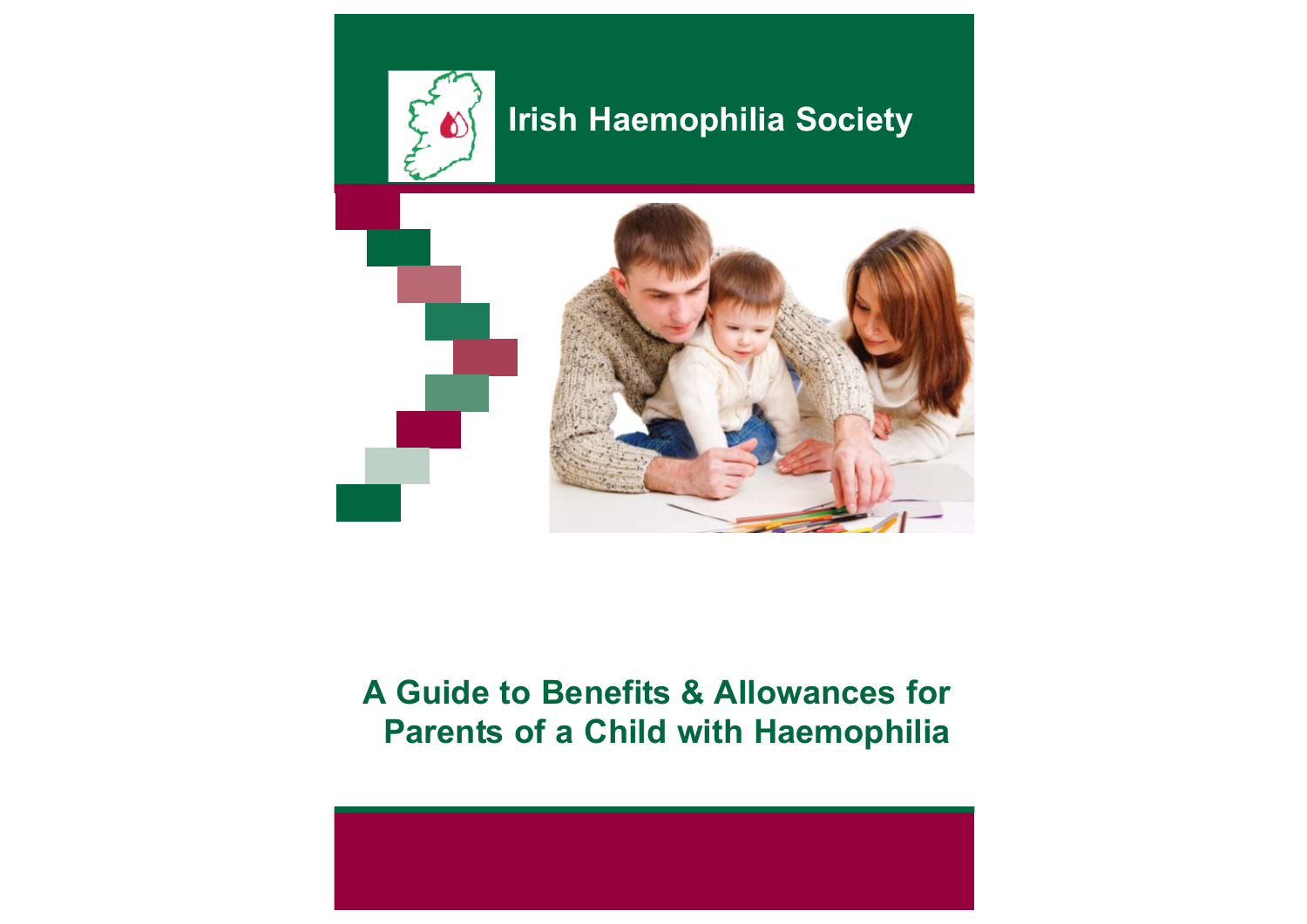Irish Haemophilia Society

# A Guide to Benefits & Allowances for Parents of a Child with Haemophilia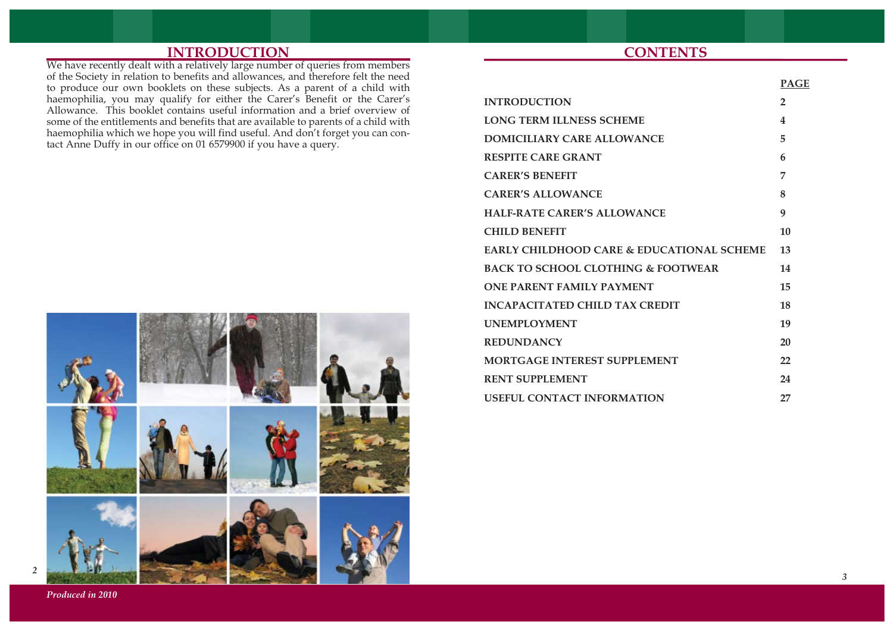## INTRODUCTION

We have recently dealt with a relatively large number of queries from members of the Society in relation to benefits and allowances, and therefore felt the need to produce our own booklets on these subjects. As a parent of a child with haemophilia, you may qualify for either the Carer's Benefit or the Carer's Allowance. This booklet contains useful information and a brief overview of some of the entitlements and benefits that are available to parents of a child with haemophilia which we hope you will find useful. And don't forget you can contact Anne Duffy in our office on 01 6579900 if you have a query.

*Produced in 2010*

## CONTENTS

| | PAGE |
|---|---|
| INTRODUCTION | 2 |
| LONG TERM ILLNESS SCHEME | 4 |
| DOMICILIARY CARE ALLOWANCE | 5 |
| RESPITE CARE GRANT | 6 |
| CARER'S BENEFIT | 7 |
| CARER'S ALLOWANCE | 8 |
| HALF-RATE CARER'S ALLOWANCE | 9 |
| CHILD BENEFIT | 10 |
| EARLY CHILDHOOD CARE & EDUCATIONAL SCHEME | 13 |
| BACK TO SCHOOL CLOTHING & FOOTWEAR | 14 |
| ONE PARENT FAMILY PAYMENT | 15 |
| INCAPACITATED CHILD TAX CREDIT | 18 |
| UNEMPLOYMENT | 19 |
| REDUNDANCY | 20 |
| MORTGAGE INTEREST SUPPLEMENT | 22 |
| RENT SUPPLEMENT | 24 |
| USEFUL CONTACT INFORMATION | 27 |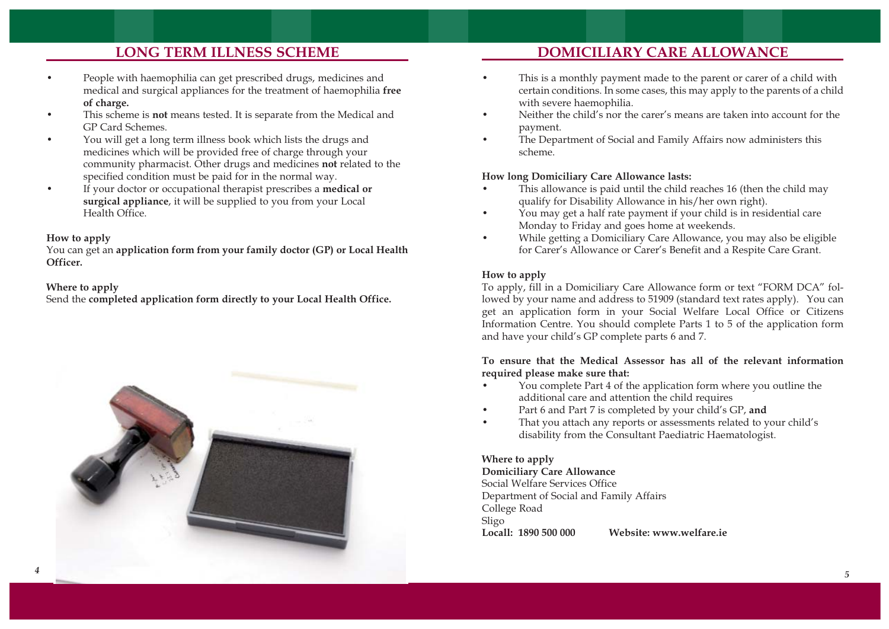## LONG TERM ILLNESS SCHEME

- People with haemophilia can get prescribed drugs, medicines and medical and surgical appliances for the treatment of haemophilia **free of charge.**
- This scheme is **not** means tested. It is separate from the Medical and GP Card Schemes.
- You will get a long term illness book which lists the drugs and medicines which will be provided free of charge through your community pharmacist. Other drugs and medicines **not** related to the specified condition must be paid for in the normal way.
- If your doctor or occupational therapist prescribes a **medical or surgical appliance**, it will be supplied to you from your Local Health Office.

**How to apply**
You can get an **application form from your family doctor (GP) or Local Health Officer.**

**Where to apply**
Send the **completed application form directly to your Local Health Office.**

## DOMICILIARY CARE ALLOWANCE

- This is a monthly payment made to the parent or carer of a child with certain conditions. In some cases, this may apply to the parents of a child with severe haemophilia.
- Neither the child's nor the carer's means are taken into account for the payment.
- The Department of Social and Family Affairs now administers this scheme.

**How long Domiciliary Care Allowance lasts:**

- This allowance is paid until the child reaches 16 (then the child may qualify for Disability Allowance in his/her own right).
- You may get a half rate payment if your child is in residential care Monday to Friday and goes home at weekends.
- While getting a Domiciliary Care Allowance, you may also be eligible for Carer's Allowance or Carer's Benefit and a Respite Care Grant.

**How to apply**
To apply, fill in a Domiciliary Care Allowance form or text "FORM DCA" followed by your name and address to 51909 (standard text rates apply). You can get an application form in your Social Welfare Local Office or Citizens Information Centre. You should complete Parts 1 to 5 of the application form and have your child's GP complete parts 6 and 7.

**To ensure that the Medical Assessor has all of the relevant information required please make sure that:**

- You complete Part 4 of the application form where you outline the additional care and attention the child requires
- Part 6 and Part 7 is completed by your child's GP, **and**
- That you attach any reports or assessments related to your child's disability from the Consultant Paediatric Haematologist.

**Where to apply**
**Domiciliary Care Allowance**
Social Welfare Services Office
Department of Social and Family Affairs
College Road
Sligo
**Locall: 1890 500 000** **Website: www.welfare.ie**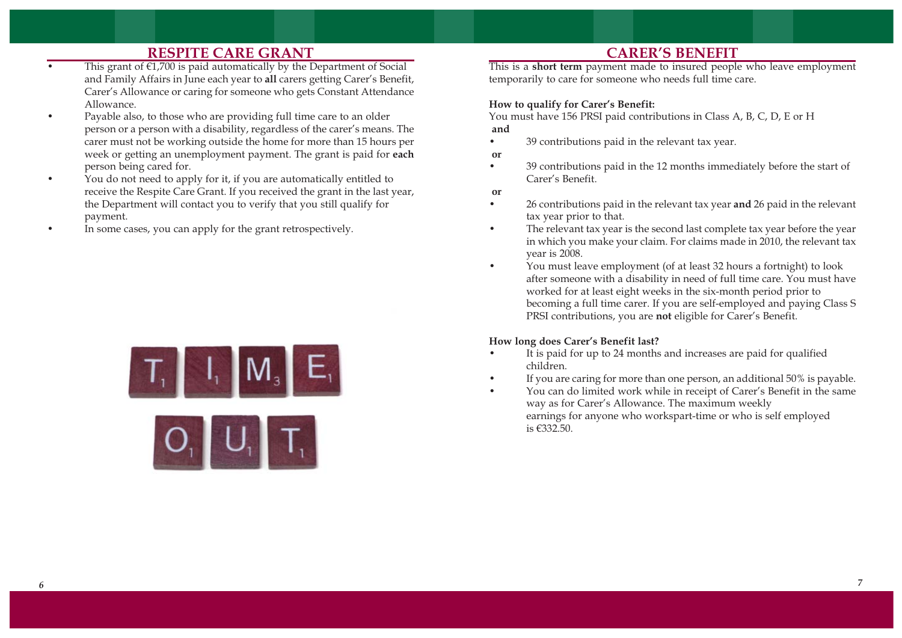## RESPITE CARE GRANT

- This grant of €1,700 is paid automatically by the Department of Social and Family Affairs in June each year to **all** carers getting Carer's Benefit, Carer's Allowance or caring for someone who gets Constant Attendance Allowance.
- Payable also, to those who are providing full time care to an older person or a person with a disability, regardless of the carer's means. The carer must not be working outside the home for more than 15 hours per week or getting an unemployment payment. The grant is paid for **each** person being cared for.
- You do not need to apply for it, if you are automatically entitled to receive the Respite Care Grant. If you received the grant in the last year, the Department will contact you to verify that you still qualify for payment.
- In some cases, you can apply for the grant retrospectively.

## CARER'S BENEFIT

This is a **short term** payment made to insured people who leave employment temporarily to care for someone who needs full time care.

**How to qualify for Carer's Benefit:**

You must have 156 PRSI paid contributions in Class A, B, C, D, E or H

**and**

- 39 contributions paid in the relevant tax year.

**or**

- 39 contributions paid in the 12 months immediately before the start of Carer's Benefit.

**or**

- 26 contributions paid in the relevant tax year **and** 26 paid in the relevant tax year prior to that.
- The relevant tax year is the second last complete tax year before the year in which you make your claim. For claims made in 2010, the relevant tax year is 2008.
- You must leave employment (of at least 32 hours a fortnight) to look after someone with a disability in need of full time care. You must have worked for at least eight weeks in the six-month period prior to becoming a full time carer. If you are self-employed and paying Class S PRSI contributions, you are **not** eligible for Carer's Benefit.

**How long does Carer's Benefit last?**

- It is paid for up to 24 months and increases are paid for qualified children.
- If you are caring for more than one person, an additional 50% is payable.
- You can do limited work while in receipt of Carer's Benefit in the same way as for Carer's Allowance. The maximum weekly earnings for anyone who workspart-time or who is self employed is €332.50.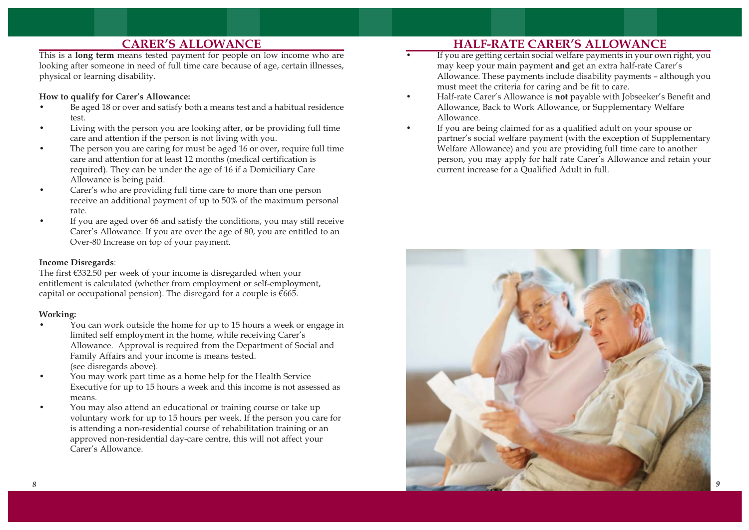## CARER'S ALLOWANCE

This is a **long term** means tested payment for people on low income who are looking after someone in need of full time care because of age, certain illnesses, physical or learning disability.

**How to qualify for Carer's Allowance:**

- Be aged 18 or over and satisfy both a means test and a habitual residence test.
- Living with the person you are looking after, **or** be providing full time care and attention if the person is not living with you.
- The person you are caring for must be aged 16 or over, require full time care and attention for at least 12 months (medical certification is required). They can be under the age of 16 if a Domiciliary Care Allowance is being paid.
- Carer's who are providing full time care to more than one person receive an additional payment of up to 50% of the maximum personal rate.
- If you are aged over 66 and satisfy the conditions, you may still receive Carer's Allowance. If you are over the age of 80, you are entitled to an Over-80 Increase on top of your payment.

**Income Disregards**:

The first €332.50 per week of your income is disregarded when your entitlement is calculated (whether from employment or self-employment, capital or occupational pension). The disregard for a couple is €665.

**Working:**

- You can work outside the home for up to 15 hours a week or engage in limited self employment in the home, while receiving Carer's Allowance. Approval is required from the Department of Social and Family Affairs and your income is means tested. (see disregards above).
- You may work part time as a home help for the Health Service Executive for up to 15 hours a week and this income is not assessed as means.
- You may also attend an educational or training course or take up voluntary work for up to 15 hours per week. If the person you care for is attending a non-residential course of rehabilitation training or an approved non-residential day-care centre, this will not affect your Carer's Allowance.

## HALF-RATE CARER'S ALLOWANCE

- If you are getting certain social welfare payments in your own right, you may keep your main payment **and** get an extra half-rate Carer's Allowance. These payments include disability payments – although you must meet the criteria for caring and be fit to care.
- Half-rate Carer's Allowance is **not** payable with Jobseeker's Benefit and Allowance, Back to Work Allowance, or Supplementary Welfare Allowance.
- If you are being claimed for as a qualified adult on your spouse or partner's social welfare payment (with the exception of Supplementary Welfare Allowance) and you are providing full time care to another person, you may apply for half rate Carer's Allowance and retain your current increase for a Qualified Adult in full.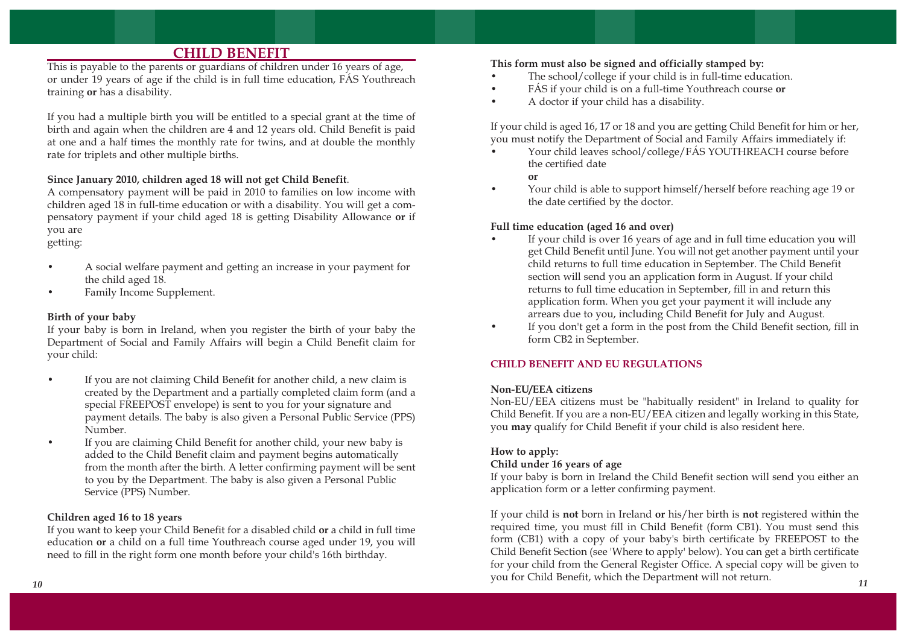# CHILD BENEFIT

This is payable to the parents or guardians of children under 16 years of age, or under 19 years of age if the child is in full time education, FÁS Youthreach training **or** has a disability.

If you had a multiple birth you will be entitled to a special grant at the time of birth and again when the children are 4 and 12 years old. Child Benefit is paid at one and a half times the monthly rate for twins, and at double the monthly rate for triplets and other multiple births.

**Since January 2010, children aged 18 will not get Child Benefit**.

A compensatory payment will be paid in 2010 to families on low income with children aged 18 in full-time education or with a disability. You will get a compensatory payment if your child aged 18 is getting Disability Allowance **or** if you are getting:

- A social welfare payment and getting an increase in your payment for the child aged 18.
- Family Income Supplement.

**Birth of your baby**

If your baby is born in Ireland, when you register the birth of your baby the Department of Social and Family Affairs will begin a Child Benefit claim for your child:

- If you are not claiming Child Benefit for another child, a new claim is created by the Department and a partially completed claim form (and a special FREEPOST envelope) is sent to you for your signature and payment details. The baby is also given a Personal Public Service (PPS) Number.
- If you are claiming Child Benefit for another child, your new baby is added to the Child Benefit claim and payment begins automatically from the month after the birth. A letter confirming payment will be sent to you by the Department. The baby is also given a Personal Public Service (PPS) Number.

**Children aged 16 to 18 years**

If you want to keep your Child Benefit for a disabled child **or** a child in full time education **or** a child on a full time Youthreach course aged under 19, you will need to fill in the right form one month before your child's 16th birthday.

**This form must also be signed and officially stamped by:**

- The school/college if your child is in full-time education.
- FÁS if your child is on a full-time Youthreach course **or**
- A doctor if your child has a disability.

If your child is aged 16, 17 or 18 and you are getting Child Benefit for him or her, you must notify the Department of Social and Family Affairs immediately if:

- Your child leaves school/college/FÁS YOUTHREACH course before the certified date

  **or**
- Your child is able to support himself/herself before reaching age 19 or the date certified by the doctor.

**Full time education (aged 16 and over)**

- If your child is over 16 years of age and in full time education you will get Child Benefit until June. You will not get another payment until your child returns to full time education in September. The Child Benefit section will send you an application form in August. If your child returns to full time education in September, fill in and return this application form. When you get your payment it will include any arrears due to you, including Child Benefit for July and August.
- If you don't get a form in the post from the Child Benefit section, fill in form CB2 in September.

## CHILD BENEFIT AND EU REGULATIONS

**Non-EU/EEA citizens**

Non-EU/EEA citizens must be "habitually resident" in Ireland to quality for Child Benefit. If you are a non-EU/EEA citizen and legally working in this State, you **may** qualify for Child Benefit if your child is also resident here.

**How to apply:**

**Child under 16 years of age**

If your baby is born in Ireland the Child Benefit section will send you either an application form or a letter confirming payment.

If your child is **not** born in Ireland **or** his/her birth is **not** registered within the required time, you must fill in Child Benefit (form CB1). You must send this form (CB1) with a copy of your baby's birth certificate by FREEPOST to the Child Benefit Section (see 'Where to apply' below). You can get a birth certificate for your child from the General Register Office. A special copy will be given to you for Child Benefit, which the Department will not return.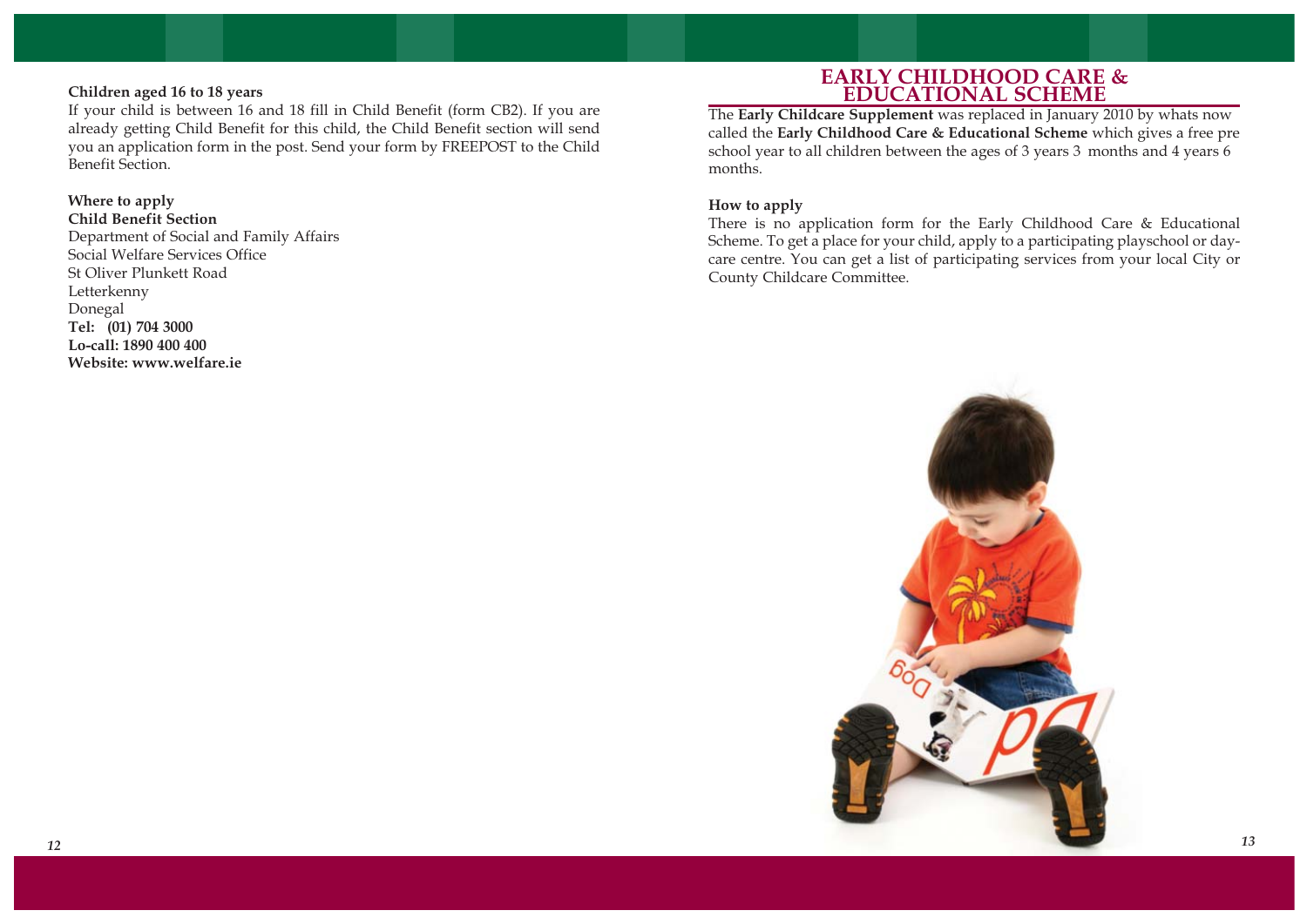**Children aged 16 to 18 years**

If your child is between 16 and 18 fill in Child Benefit (form CB2). If you are already getting Child Benefit for this child, the Child Benefit section will send you an application form in the post. Send your form by FREEPOST to the Child Benefit Section.

**Where to apply**
**Child Benefit Section**
Department of Social and Family Affairs
Social Welfare Services Office
St Oliver Plunkett Road
Letterkenny
Donegal
**Tel: (01) 704 3000**
**Lo-call: 1890 400 400**
**Website: www.welfare.ie**

## EARLY CHILDHOOD CARE & EDUCATIONAL SCHEME

The **Early Childcare Supplement** was replaced in January 2010 by whats now called the **Early Childhood Care & Educational Scheme** which gives a free pre school year to all children between the ages of 3 years 3 months and 4 years 6 months.

**How to apply**

There is no application form for the Early Childhood Care & Educational Scheme. To get a place for your child, apply to a participating playschool or day-care centre. You can get a list of participating services from your local City or County Childcare Committee.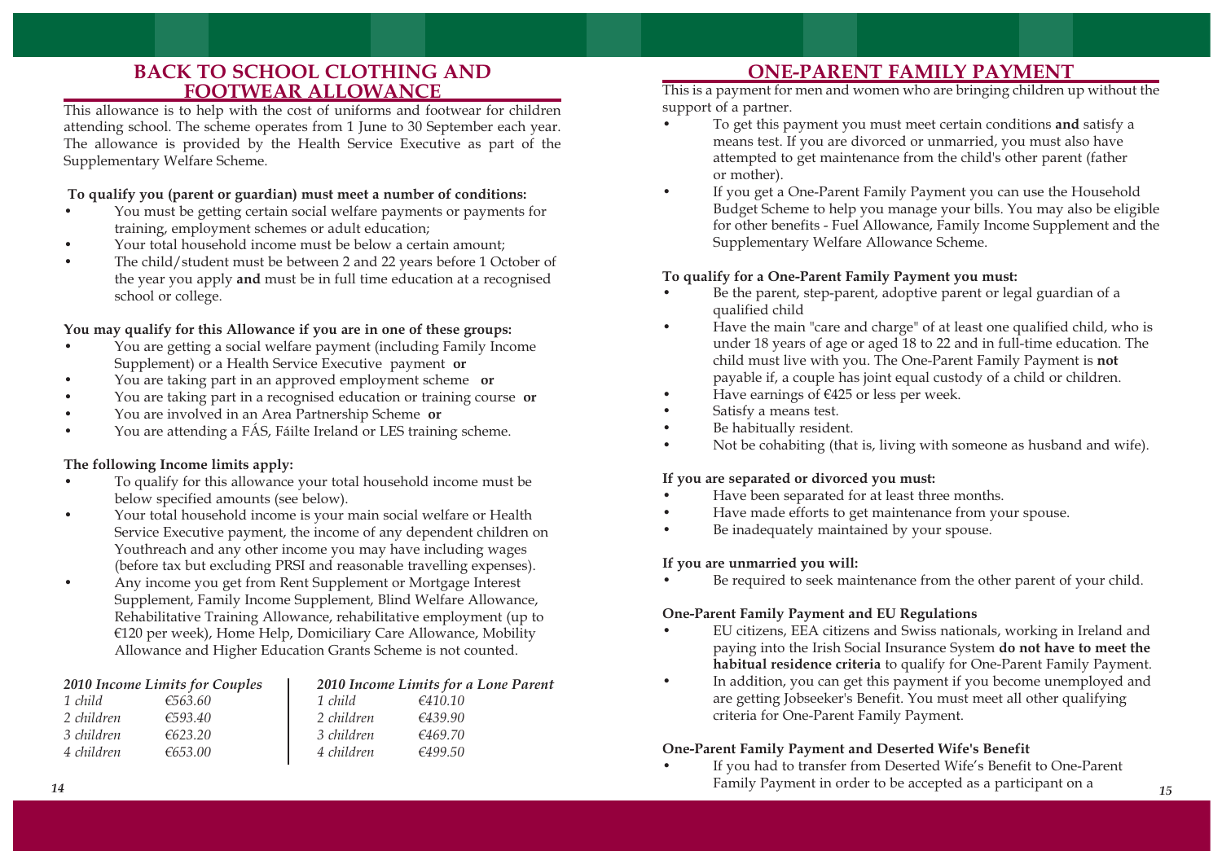## BACK TO SCHOOL CLOTHING AND FOOTWEAR ALLOWANCE

This allowance is to help with the cost of uniforms and footwear for children attending school. The scheme operates from 1 June to 30 September each year. The allowance is provided by the Health Service Executive as part of the Supplementary Welfare Scheme.

**To qualify you (parent or guardian) must meet a number of conditions:**

- You must be getting certain social welfare payments or payments for training, employment schemes or adult education;
- Your total household income must be below a certain amount;
- The child/student must be between 2 and 22 years before 1 October of the year you apply **and** must be in full time education at a recognised school or college.

**You may qualify for this Allowance if you are in one of these groups:**

- You are getting a social welfare payment (including Family Income Supplement) or a Health Service Executive payment **or**
- You are taking part in an approved employment scheme **or**
- You are taking part in a recognised education or training course **or**
- You are involved in an Area Partnership Scheme **or**
- You are attending a FÁS, Fáilte Ireland or LES training scheme.

**The following Income limits apply:**

- To qualify for this allowance your total household income must be below specified amounts (see below).
- Your total household income is your main social welfare or Health Service Executive payment, the income of any dependent children on Youthreach and any other income you may have including wages (before tax but excluding PRSI and reasonable travelling expenses).
- Any income you get from Rent Supplement or Mortgage Interest Supplement, Family Income Supplement, Blind Welfare Allowance, Rehabilitative Training Allowance, rehabilitative employment (up to €120 per week), Home Help, Domiciliary Care Allowance, Mobility Allowance and Higher Education Grants Scheme is not counted.

| *2010 Income Limits for Couples* | |
|---|---|
| *1 child* | *€563.60* |
| *2 children* | *€593.40* |
| *3 children* | *€623.20* |
| *4 children* | *€653.00* |

| *2010 Income Limits for a Lone Parent* | |
|---|---|
| *1 child* | *€410.10* |
| *2 children* | *€439.90* |
| *3 children* | *€469.70* |
| *4 children* | *€499.50* |

## ONE-PARENT FAMILY PAYMENT

This is a payment for men and women who are bringing children up without the support of a partner.

- To get this payment you must meet certain conditions **and** satisfy a means test. If you are divorced or unmarried, you must also have attempted to get maintenance from the child's other parent (father or mother).
- If you get a One-Parent Family Payment you can use the Household Budget Scheme to help you manage your bills. You may also be eligible for other benefits - Fuel Allowance, Family Income Supplement and the Supplementary Welfare Allowance Scheme.

**To qualify for a One-Parent Family Payment you must:**

- Be the parent, step-parent, adoptive parent or legal guardian of a qualified child
- Have the main "care and charge" of at least one qualified child, who is under 18 years of age or aged 18 to 22 and in full-time education. The child must live with you. The One-Parent Family Payment is **not** payable if, a couple has joint equal custody of a child or children.
- Have earnings of €425 or less per week.
- Satisfy a means test.
- Be habitually resident.
- Not be cohabiting (that is, living with someone as husband and wife).

**If you are separated or divorced you must:**

- Have been separated for at least three months.
- Have made efforts to get maintenance from your spouse.
- Be inadequately maintained by your spouse.

**If you are unmarried you will:**

- Be required to seek maintenance from the other parent of your child.

**One-Parent Family Payment and EU Regulations**

- EU citizens, EEA citizens and Swiss nationals, working in Ireland and paying into the Irish Social Insurance System **do not have to meet the habitual residence criteria** to qualify for One-Parent Family Payment.
- In addition, you can get this payment if you become unemployed and are getting Jobseeker's Benefit. You must meet all other qualifying criteria for One-Parent Family Payment.

**One-Parent Family Payment and Deserted Wife's Benefit**

- If you had to transfer from Deserted Wife's Benefit to One-Parent Family Payment in order to be accepted as a participant on a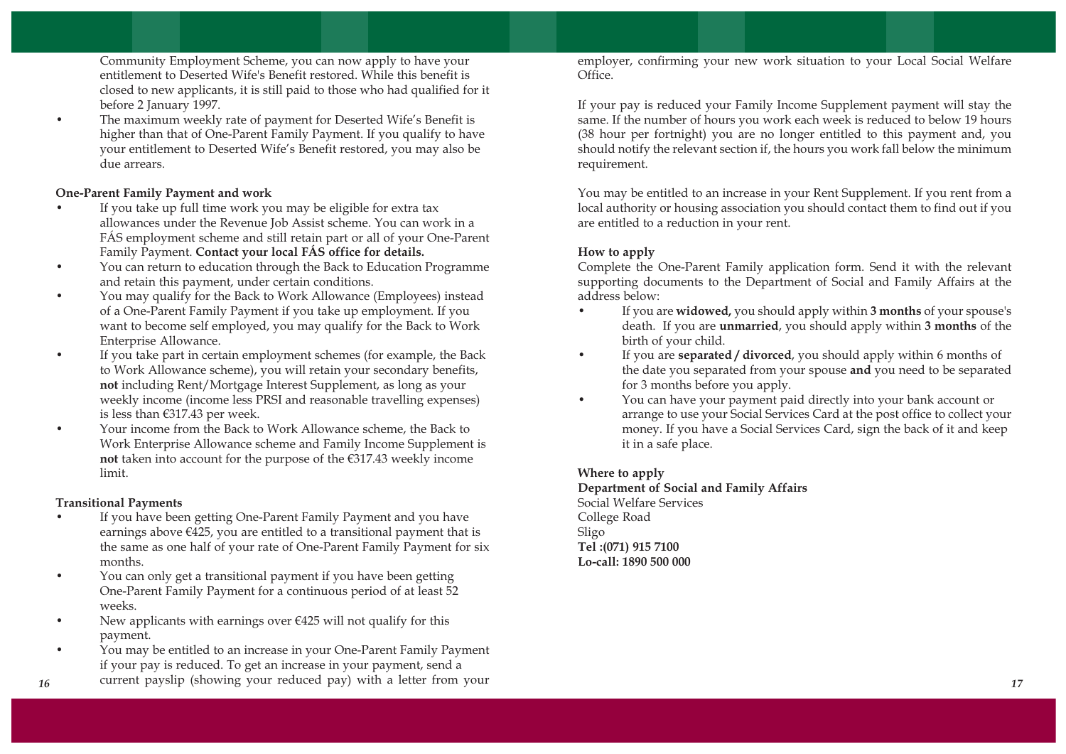Community Employment Scheme, you can now apply to have your entitlement to Deserted Wife's Benefit restored. While this benefit is closed to new applicants, it is still paid to those who had qualified for it before 2 January 1997.

- The maximum weekly rate of payment for Deserted Wife's Benefit is higher than that of One-Parent Family Payment. If you qualify to have your entitlement to Deserted Wife's Benefit restored, you may also be due arrears.

**One-Parent Family Payment and work**

- If you take up full time work you may be eligible for extra tax allowances under the Revenue Job Assist scheme. You can work in a FÁS employment scheme and still retain part or all of your One-Parent Family Payment. **Contact your local FÁS office for details.**
- You can return to education through the Back to Education Programme and retain this payment, under certain conditions.
- You may qualify for the Back to Work Allowance (Employees) instead of a One-Parent Family Payment if you take up employment. If you want to become self employed, you may qualify for the Back to Work Enterprise Allowance.
- If you take part in certain employment schemes (for example, the Back to Work Allowance scheme), you will retain your secondary benefits, **not** including Rent/Mortgage Interest Supplement, as long as your weekly income (income less PRSI and reasonable travelling expenses) is less than €317.43 per week.
- Your income from the Back to Work Allowance scheme, the Back to Work Enterprise Allowance scheme and Family Income Supplement is **not** taken into account for the purpose of the €317.43 weekly income limit.

**Transitional Payments**

- If you have been getting One-Parent Family Payment and you have earnings above €425, you are entitled to a transitional payment that is the same as one half of your rate of One-Parent Family Payment for six months.
- You can only get a transitional payment if you have been getting One-Parent Family Payment for a continuous period of at least 52 weeks.
- New applicants with earnings over €425 will not qualify for this payment.
- You may be entitled to an increase in your One-Parent Family Payment if your pay is reduced. To get an increase in your payment, send a current payslip (showing your reduced pay) with a letter from your employer, confirming your new work situation to your Local Social Welfare Office.

If your pay is reduced your Family Income Supplement payment will stay the same. If the number of hours you work each week is reduced to below 19 hours (38 hour per fortnight) you are no longer entitled to this payment and, you should notify the relevant section if, the hours you work fall below the minimum requirement.

You may be entitled to an increase in your Rent Supplement. If you rent from a local authority or housing association you should contact them to find out if you are entitled to a reduction in your rent.

**How to apply**

Complete the One-Parent Family application form. Send it with the relevant supporting documents to the Department of Social and Family Affairs at the address below:

- If you are **widowed,** you should apply within **3 months** of your spouse's death. If you are **unmarried**, you should apply within **3 months** of the birth of your child.
- If you are **separated / divorced**, you should apply within 6 months of the date you separated from your spouse **and** you need to be separated for 3 months before you apply.
- You can have your payment paid directly into your bank account or arrange to use your Social Services Card at the post office to collect your money. If you have a Social Services Card, sign the back of it and keep it in a safe place.

**Where to apply**

**Department of Social and Family Affairs**
Social Welfare Services
College Road
Sligo
**Tel :(071) 915 7100**
**Lo-call: 1890 500 000**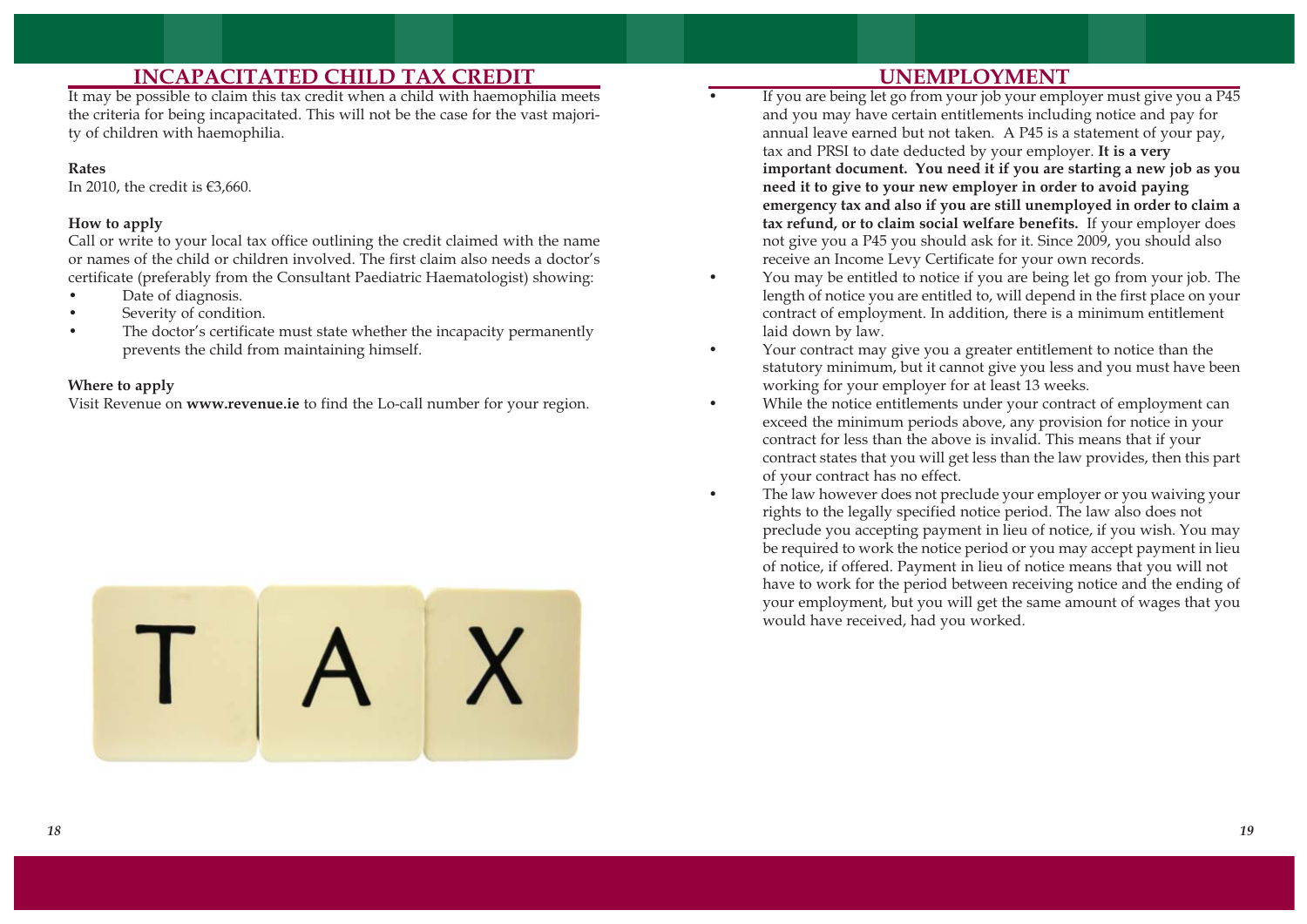## INCAPACITATED CHILD TAX CREDIT

It may be possible to claim this tax credit when a child with haemophilia meets the criteria for being incapacitated. This will not be the case for the vast majority of children with haemophilia.

**Rates**

In 2010, the credit is €3,660.

**How to apply**

Call or write to your local tax office outlining the credit claimed with the name or names of the child or children involved. The first claim also needs a doctor's certificate (preferably from the Consultant Paediatric Haematologist) showing:

- Date of diagnosis.
- Severity of condition.
- The doctor's certificate must state whether the incapacity permanently prevents the child from maintaining himself.

**Where to apply**

Visit Revenue on **www.revenue.ie** to find the Lo-call number for your region.

## UNEMPLOYMENT

- If you are being let go from your job your employer must give you a P45 and you may have certain entitlements including notice and pay for annual leave earned but not taken. A P45 is a statement of your pay, tax and PRSI to date deducted by your employer. **It is a very important document. You need it if you are starting a new job as you need it to give to your new employer in order to avoid paying emergency tax and also if you are still unemployed in order to claim a tax refund, or to claim social welfare benefits.** If your employer does not give you a P45 you should ask for it. Since 2009, you should also receive an Income Levy Certificate for your own records.
- You may be entitled to notice if you are being let go from your job. The length of notice you are entitled to, will depend in the first place on your contract of employment. In addition, there is a minimum entitlement laid down by law.
- Your contract may give you a greater entitlement to notice than the statutory minimum, but it cannot give you less and you must have been working for your employer for at least 13 weeks.
- While the notice entitlements under your contract of employment can exceed the minimum periods above, any provision for notice in your contract for less than the above is invalid. This means that if your contract states that you will get less than the law provides, then this part of your contract has no effect.
- The law however does not preclude your employer or you waiving your rights to the legally specified notice period. The law also does not preclude you accepting payment in lieu of notice, if you wish. You may be required to work the notice period or you may accept payment in lieu of notice, if offered. Payment in lieu of notice means that you will not have to work for the period between receiving notice and the ending of your employment, but you will get the same amount of wages that you would have received, had you worked.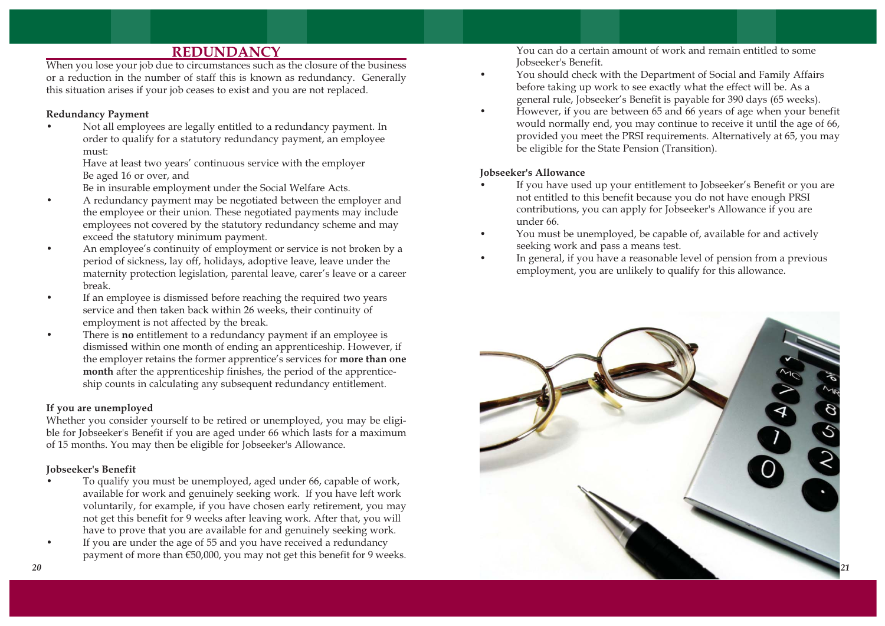# REDUNDANCY

When you lose your job due to circumstances such as the closure of the business or a reduction in the number of staff this is known as redundancy. Generally this situation arises if your job ceases to exist and you are not replaced.

**Redundancy Payment**

- Not all employees are legally entitled to a redundancy payment. In order to qualify for a statutory redundancy payment, an employee must:
  Have at least two years' continuous service with the employer
  Be aged 16 or over, and
  Be in insurable employment under the Social Welfare Acts.
- A redundancy payment may be negotiated between the employer and the employee or their union. These negotiated payments may include employees not covered by the statutory redundancy scheme and may exceed the statutory minimum payment.
- An employee's continuity of employment or service is not broken by a period of sickness, lay off, holidays, adoptive leave, leave under the maternity protection legislation, parental leave, carer's leave or a career break.
- If an employee is dismissed before reaching the required two years service and then taken back within 26 weeks, their continuity of employment is not affected by the break.
- There is **no** entitlement to a redundancy payment if an employee is dismissed within one month of ending an apprenticeship. However, if the employer retains the former apprentice's services for **more than one month** after the apprenticeship finishes, the period of the apprenticeship counts in calculating any subsequent redundancy entitlement.

**If you are unemployed**

Whether you consider yourself to be retired or unemployed, you may be eligible for Jobseeker's Benefit if you are aged under 66 which lasts for a maximum of 15 months. You may then be eligible for Jobseeker's Allowance.

**Jobseeker's Benefit**

- To qualify you must be unemployed, aged under 66, capable of work, available for work and genuinely seeking work. If you have left work voluntarily, for example, if you have chosen early retirement, you may not get this benefit for 9 weeks after leaving work. After that, you will have to prove that you are available for and genuinely seeking work.
- If you are under the age of 55 and you have received a redundancy payment of more than €50,000, you may not get this benefit for 9 weeks. You can do a certain amount of work and remain entitled to some Jobseeker's Benefit.
- You should check with the Department of Social and Family Affairs before taking up work to see exactly what the effect will be. As a general rule, Jobseeker's Benefit is payable for 390 days (65 weeks).
- However, if you are between 65 and 66 years of age when your benefit would normally end, you may continue to receive it until the age of 66, provided you meet the PRSI requirements. Alternatively at 65, you may be eligible for the State Pension (Transition).

**Jobseeker's Allowance**

- If you have used up your entitlement to Jobseeker's Benefit or you are not entitled to this benefit because you do not have enough PRSI contributions, you can apply for Jobseeker's Allowance if you are under 66.
- You must be unemployed, be capable of, available for and actively seeking work and pass a means test.
- In general, if you have a reasonable level of pension from a previous employment, you are unlikely to qualify for this allowance.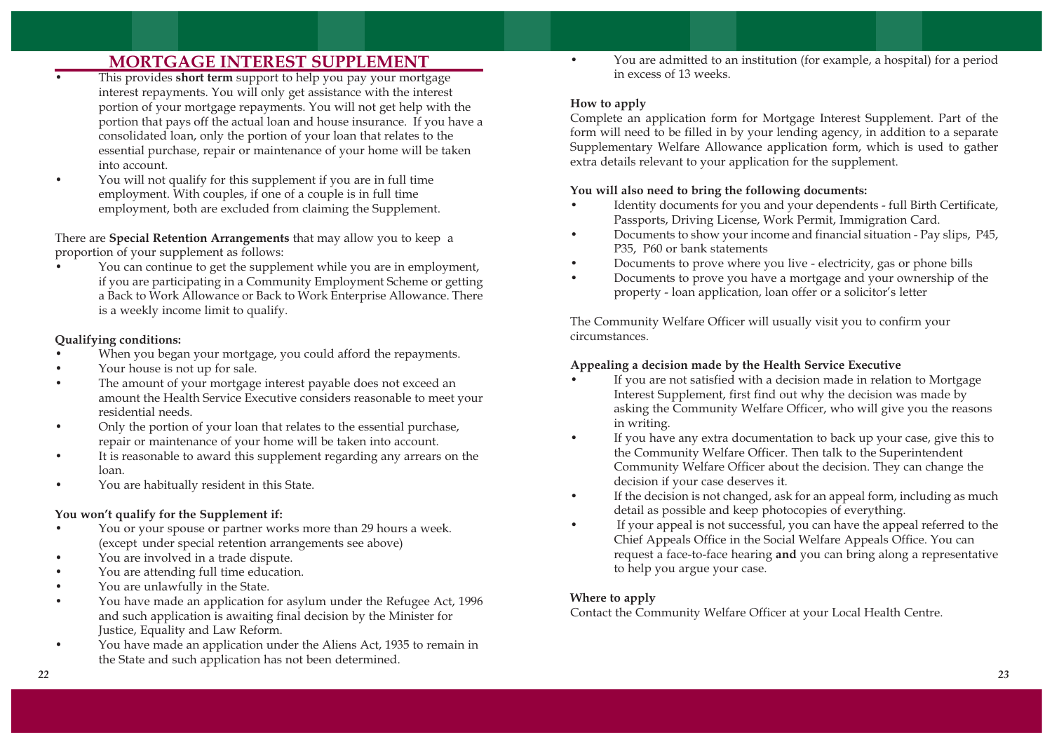## MORTGAGE INTEREST SUPPLEMENT

- This provides **short term** support to help you pay your mortgage interest repayments. You will only get assistance with the interest portion of your mortgage repayments. You will not get help with the portion that pays off the actual loan and house insurance. If you have a consolidated loan, only the portion of your loan that relates to the essential purchase, repair or maintenance of your home will be taken into account.
- You will not qualify for this supplement if you are in full time employment. With couples, if one of a couple is in full time employment, both are excluded from claiming the Supplement.

There are **Special Retention Arrangements** that may allow you to keep a proportion of your supplement as follows:

- You can continue to get the supplement while you are in employment, if you are participating in a Community Employment Scheme or getting a Back to Work Allowance or Back to Work Enterprise Allowance. There is a weekly income limit to qualify.

**Qualifying conditions:**

- When you began your mortgage, you could afford the repayments.
- Your house is not up for sale.
- The amount of your mortgage interest payable does not exceed an amount the Health Service Executive considers reasonable to meet your residential needs.
- Only the portion of your loan that relates to the essential purchase, repair or maintenance of your home will be taken into account.
- It is reasonable to award this supplement regarding any arrears on the loan.
- You are habitually resident in this State.

**You won't qualify for the Supplement if:**

- You or your spouse or partner works more than 29 hours a week. (except under special retention arrangements see above)
- You are involved in a trade dispute.
- You are attending full time education.
- You are unlawfully in the State.
- You have made an application for asylum under the Refugee Act, 1996 and such application is awaiting final decision by the Minister for Justice, Equality and Law Reform.
- You have made an application under the Aliens Act, 1935 to remain in the State and such application has not been determined.
- You are admitted to an institution (for example, a hospital) for a period in excess of 13 weeks.

**How to apply**

Complete an application form for Mortgage Interest Supplement. Part of the form will need to be filled in by your lending agency, in addition to a separate Supplementary Welfare Allowance application form, which is used to gather extra details relevant to your application for the supplement.

**You will also need to bring the following documents:**

- Identity documents for you and your dependents - full Birth Certificate, Passports, Driving License, Work Permit, Immigration Card.
- Documents to show your income and financial situation - Pay slips, P45, P35, P60 or bank statements
- Documents to prove where you live - electricity, gas or phone bills
- Documents to prove you have a mortgage and your ownership of the property - loan application, loan offer or a solicitor's letter

The Community Welfare Officer will usually visit you to confirm your circumstances.

**Appealing a decision made by the Health Service Executive**

- If you are not satisfied with a decision made in relation to Mortgage Interest Supplement, first find out why the decision was made by asking the Community Welfare Officer, who will give you the reasons in writing.
- If you have any extra documentation to back up your case, give this to the Community Welfare Officer. Then talk to the Superintendent Community Welfare Officer about the decision. They can change the decision if your case deserves it.
- If the decision is not changed, ask for an appeal form, including as much detail as possible and keep photocopies of everything.
- If your appeal is not successful, you can have the appeal referred to the Chief Appeals Office in the Social Welfare Appeals Office. You can request a face-to-face hearing **and** you can bring along a representative to help you argue your case.

**Where to apply**

Contact the Community Welfare Officer at your Local Health Centre.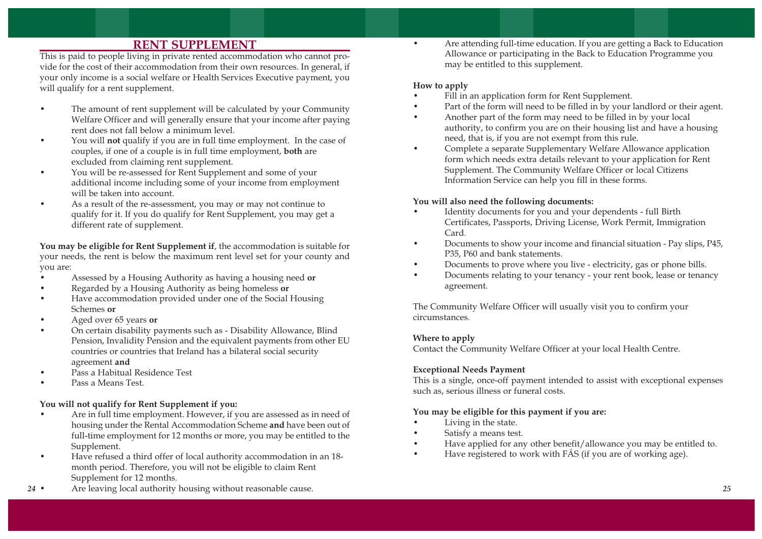## RENT SUPPLEMENT

This is paid to people living in private rented accommodation who cannot provide for the cost of their accommodation from their own resources. In general, if your only income is a social welfare or Health Services Executive payment, you will qualify for a rent supplement.

- The amount of rent supplement will be calculated by your Community Welfare Officer and will generally ensure that your income after paying rent does not fall below a minimum level.
- You will **not** qualify if you are in full time employment. In the case of couples, if one of a couple is in full time employment, **both** are excluded from claiming rent supplement.
- You will be re-assessed for Rent Supplement and some of your additional income including some of your income from employment will be taken into account.
- As a result of the re-assessment, you may or may not continue to qualify for it. If you do qualify for Rent Supplement, you may get a different rate of supplement.

**You may be eligible for Rent Supplement if**, the accommodation is suitable for your needs, the rent is below the maximum rent level set for your county and you are:

- Assessed by a Housing Authority as having a housing need **or**
- Regarded by a Housing Authority as being homeless **or**
- Have accommodation provided under one of the Social Housing Schemes **or**
- Aged over 65 years **or**
- On certain disability payments such as - Disability Allowance, Blind Pension, Invalidity Pension and the equivalent payments from other EU countries or countries that Ireland has a bilateral social security agreement **and**
- Pass a Habitual Residence Test
- Pass a Means Test.

**You will not qualify for Rent Supplement if you:**

- Are in full time employment. However, if you are assessed as in need of housing under the Rental Accommodation Scheme **and** have been out of full-time employment for 12 months or more, you may be entitled to the Supplement.
- Have refused a third offer of local authority accommodation in an 18-month period. Therefore, you will not be eligible to claim Rent Supplement for 12 months.
- Are leaving local authority housing without reasonable cause.
- Are attending full-time education. If you are getting a Back to Education Allowance or participating in the Back to Education Programme you may be entitled to this supplement.

**How to apply**

- Fill in an application form for Rent Supplement.
- Part of the form will need to be filled in by your landlord or their agent.
- Another part of the form may need to be filled in by your local authority, to confirm you are on their housing list and have a housing need, that is, if you are not exempt from this rule.
- Complete a separate Supplementary Welfare Allowance application form which needs extra details relevant to your application for Rent Supplement. The Community Welfare Officer or local Citizens Information Service can help you fill in these forms.

**You will also need the following documents:**

- Identity documents for you and your dependents - full Birth Certificates, Passports, Driving License, Work Permit, Immigration Card.
- Documents to show your income and financial situation - Pay slips, P45, P35, P60 and bank statements.
- Documents to prove where you live - electricity, gas or phone bills.
- Documents relating to your tenancy - your rent book, lease or tenancy agreement.

The Community Welfare Officer will usually visit you to confirm your circumstances.

**Where to apply**

Contact the Community Welfare Officer at your local Health Centre.

**Exceptional Needs Payment**

This is a single, once-off payment intended to assist with exceptional expenses such as, serious illness or funeral costs.

**You may be eligible for this payment if you are:**

- Living in the state.
- Satisfy a means test.
- Have applied for any other benefit/allowance you may be entitled to.
- Have registered to work with FÁS (if you are of working age).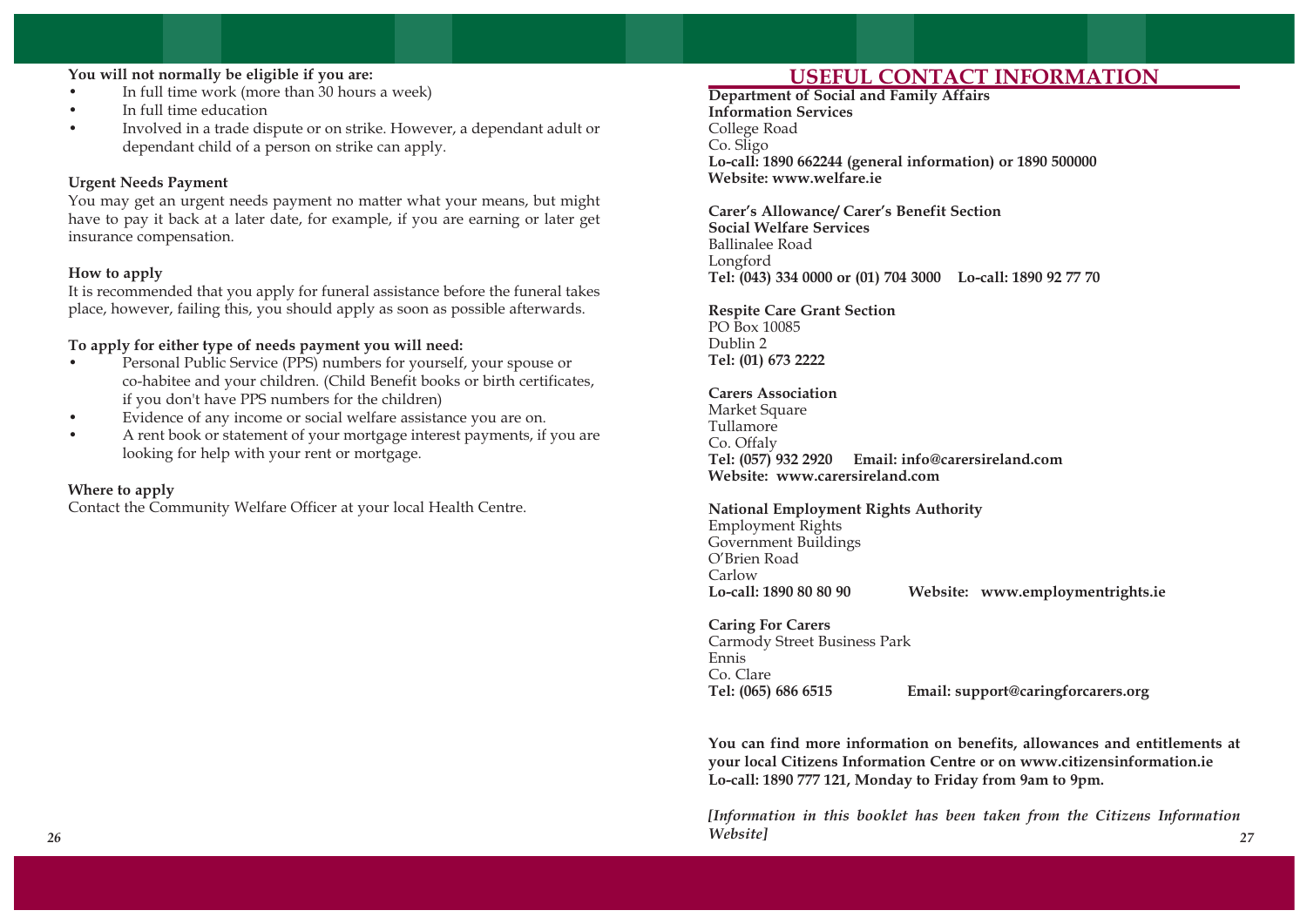**You will not normally be eligible if you are:**

- In full time work (more than 30 hours a week)
- In full time education
- Involved in a trade dispute or on strike. However, a dependant adult or dependant child of a person on strike can apply.

**Urgent Needs Payment**

You may get an urgent needs payment no matter what your means, but might have to pay it back at a later date, for example, if you are earning or later get insurance compensation.

**How to apply**

It is recommended that you apply for funeral assistance before the funeral takes place, however, failing this, you should apply as soon as possible afterwards.

**To apply for either type of needs payment you will need:**

- Personal Public Service (PPS) numbers for yourself, your spouse or co-habitee and your children. (Child Benefit books or birth certificates, if you don't have PPS numbers for the children)
- Evidence of any income or social welfare assistance you are on.
- A rent book or statement of your mortgage interest payments, if you are looking for help with your rent or mortgage.

**Where to apply**

Contact the Community Welfare Officer at your local Health Centre.

## USEFUL CONTACT INFORMATION

**Department of Social and Family Affairs**
**Information Services**
College Road
Co. Sligo
**Lo-call: 1890 662244 (general information) or 1890 500000**
**Website: www.welfare.ie**

**Carer's Allowance/ Carer's Benefit Section**
**Social Welfare Services**
Ballinalee Road
Longford
**Tel: (043) 334 0000 or (01) 704 3000 Lo-call: 1890 92 77 70**

**Respite Care Grant Section**
PO Box 10085
Dublin 2
**Tel: (01) 673 2222**

**Carers Association**
Market Square
Tullamore
Co. Offaly
**Tel: (057) 932 2920 Email: info@carersireland.com**
**Website: www.carersireland.com**

**National Employment Rights Authority**
Employment Rights
Government Buildings
O'Brien Road
Carlow
**Lo-call: 1890 80 80 90 Website: www.employmentrights.ie**

**Caring For Carers**
Carmody Street Business Park
Ennis
Co. Clare
**Tel: (065) 686 6515 Email: support@caringforcarers.org**

**You can find more information on benefits, allowances and entitlements at your local Citizens Information Centre or on www.citizensinformation.ie**
**Lo-call: 1890 777 121, Monday to Friday from 9am to 9pm.**

***[Information in this booklet has been taken from the Citizens Information Website]***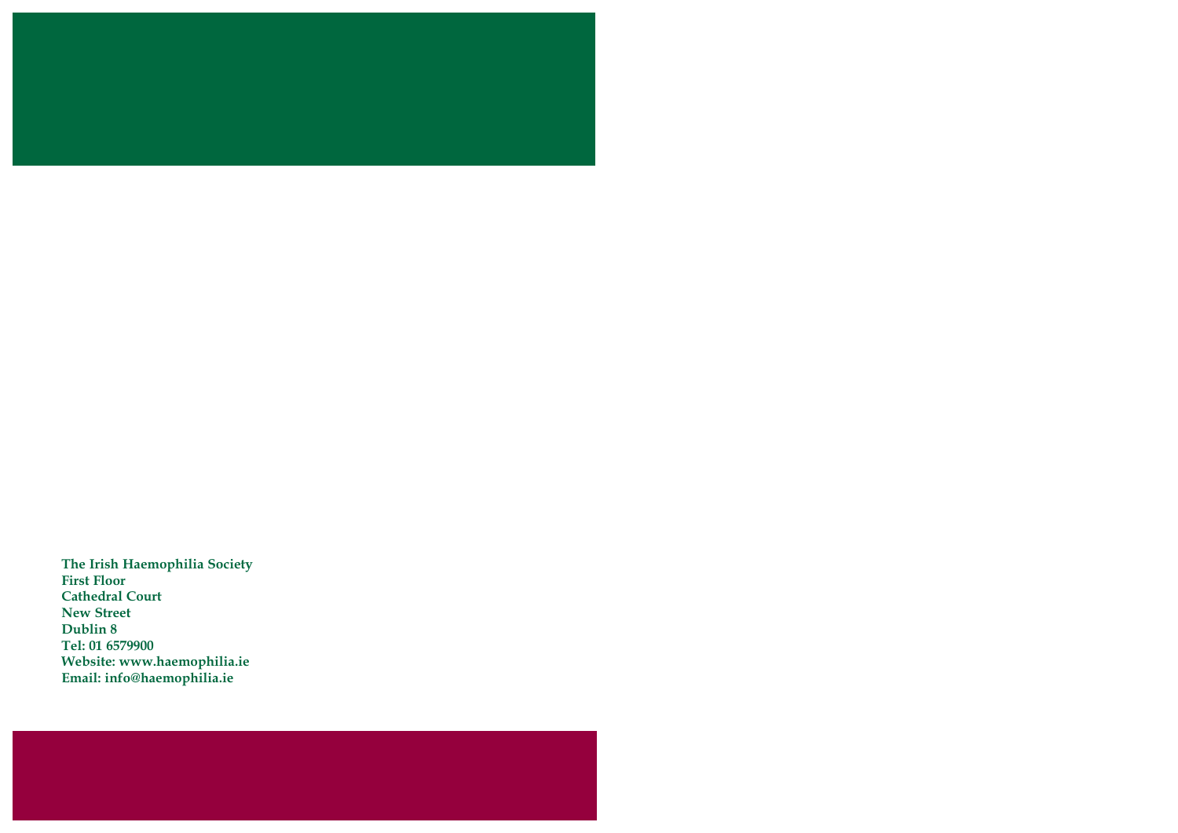**The Irish Haemophilia Society**
**First Floor**
**Cathedral Court**
**New Street**
**Dublin 8**
**Tel: 01 6579900**
**Website: www.haemophilia.ie**
**Email: info@haemophilia.ie**